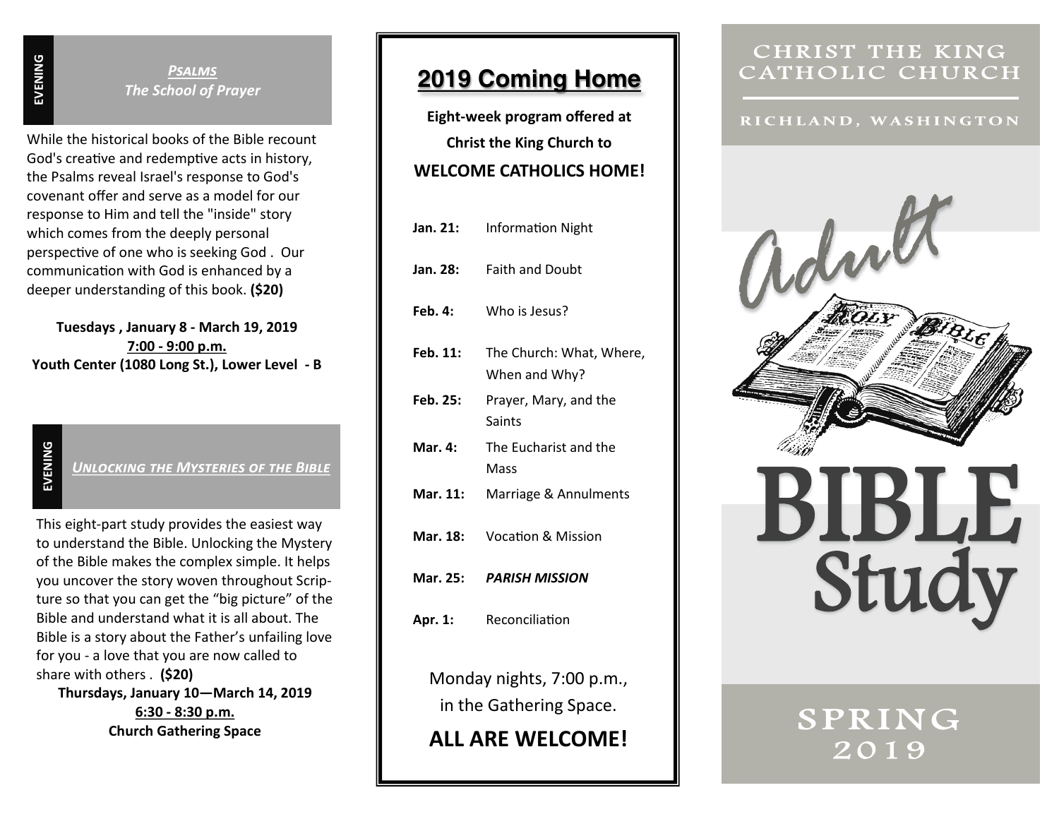EVENING

### *PSALMS*
### *The School of Prayer*

While the historical books of the Bible recount God's creative and redemptive acts in history, the Psalms reveal Israel's response to God's covenant offer and serve as a model for our response to Him and tell the "inside" story which comes from the deeply personal perspective of one who is seeking God . Our communication with God is enhanced by a deeper understanding of this book. **($20)**

**Tuesdays , January 8 - March 19, 2019**
**7:00 - 9:00 p.m.**
**Youth Center (1080 Long St.), Lower Level - B**

EVENING

### *UNLOCKING THE MYSTERIES OF THE BIBLE*

This eight-part study provides the easiest way to understand the Bible. Unlocking the Mystery of the Bible makes the complex simple. It helps you uncover the story woven throughout Scripture so that you can get the "big picture" of the Bible and understand what it is all about. The Bible is a story about the Father's unfailing love for you - a love that you are now called to share with others . **($20)**

**Thursdays, January 10—March 14, 2019**
**6:30 - 8:30 p.m.**
**Church Gathering Space**

## 2019 Coming Home

**Eight-week program offered at**
**Christ the King Church to**
**WELCOME CATHOLICS HOME!**

| | |
|---|---|
| **Jan. 21:** | Information Night |
| **Jan. 28:** | Faith and Doubt |
| **Feb. 4:** | Who is Jesus? |
| **Feb. 11:** | The Church: What, Where, When and Why? |
| **Feb. 25:** | Prayer, Mary, and the Saints |
| **Mar. 4:** | The Eucharist and the Mass |
| **Mar. 11:** | Marriage & Annulments |
| **Mar. 18:** | Vocation & Mission |
| **Mar. 25:** | ***PARISH MISSION*** |
| **Apr. 1:** | Reconciliation |

Monday nights, 7:00 p.m., in the Gathering Space.

**ALL ARE WELCOME!**

# CHRIST THE KING CATHOLIC CHURCH

RICHLAND, WASHINGTON

# Adult BIBLE Study

SPRING 2019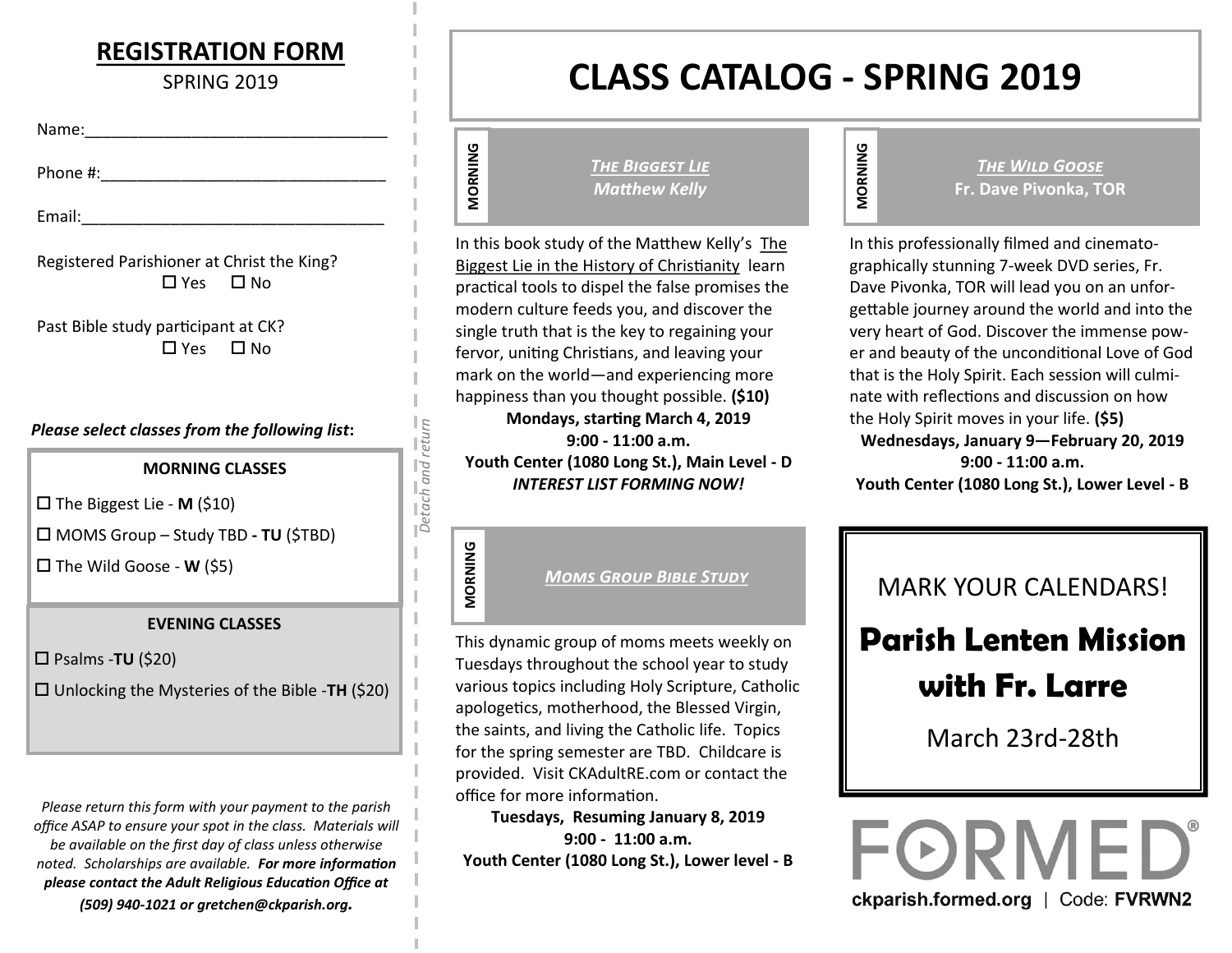## REGISTRATION FORM

SPRING 2019

Name:\_\_\_\_\_\_\_\_\_\_\_\_\_\_\_\_\_\_\_\_\_\_\_\_\_\_\_\_\_\_\_\_\_\_

Phone #:\_\_\_\_\_\_\_\_\_\_\_\_\_\_\_\_\_\_\_\_\_\_\_\_\_\_\_\_\_\_\_\_

Email:\_\_\_\_\_\_\_\_\_\_\_\_\_\_\_\_\_\_\_\_\_\_\_\_\_\_\_\_\_\_\_\_\_\_

Registered Parishioner at Christ the King?
☐ Yes ☐ No

Past Bible study participant at CK?
☐ Yes ☐ No

***Please select classes from the following list*:**

**MORNING CLASSES**

☐ The Biggest Lie - **M** ($10)

☐ MOMS Group – Study TBD **- TU** ($TBD)

☐ The Wild Goose - **W** ($5)

**EVENING CLASSES**

☐ Psalms -**TU** ($20)

☐ Unlocking the Mysteries of the Bible -**TH** ($20)

*Please return this form with your payment to the parish office ASAP to ensure your spot in the class. Materials will be available on the first day of class unless otherwise noted. Scholarships are available.* ***For more information please contact the Adult Religious Education Office at (509) 940-1021 or gretchen@ckparish.org.***

*Detach and return*

# CLASS CATALOG - SPRING 2019

MORNING

***The Biggest Lie***
***Matthew Kelly***

In this book study of the Matthew Kelly's The Biggest Lie in the History of Christianity learn practical tools to dispel the false promises the modern culture feeds you, and discover the single truth that is the key to regaining your fervor, uniting Christians, and leaving your mark on the world—and experiencing more happiness than you thought possible. **($10)**

**Mondays, starting March 4, 2019**
**9:00 - 11:00 a.m.**
**Youth Center (1080 Long St.), Main Level - D**
***INTEREST LIST FORMING NOW!***

MORNING

***Moms Group Bible Study***

This dynamic group of moms meets weekly on Tuesdays throughout the school year to study various topics including Holy Scripture, Catholic apologetics, motherhood, the Blessed Virgin, the saints, and living the Catholic life. Topics for the spring semester are TBD. Childcare is provided. Visit CKAdultRE.com or contact the office for more information.

**Tuesdays, Resuming January 8, 2019**
**9:00 - 11:00 a.m.**
**Youth Center (1080 Long St.), Lower level - B**

MORNING

***The Wild Goose***
**Fr. Dave Pivonka, TOR**

In this professionally filmed and cinematographically stunning 7-week DVD series, Fr. Dave Pivonka, TOR will lead you on an unforgettable journey around the world and into the very heart of God. Discover the immense power and beauty of the unconditional Love of God that is the Holy Spirit. Each session will culminate with reflections and discussion on how the Holy Spirit moves in your life. **($5)**

**Wednesdays, January 9—February 20, 2019**
**9:00 - 11:00 a.m.**
**Youth Center (1080 Long St.), Lower Level - B**

MARK YOUR CALENDARS!

**Parish Lenten Mission with Fr. Larre**

March 23rd-28th

FORMED®

ckparish.formed.org | Code: **FVRWN2**